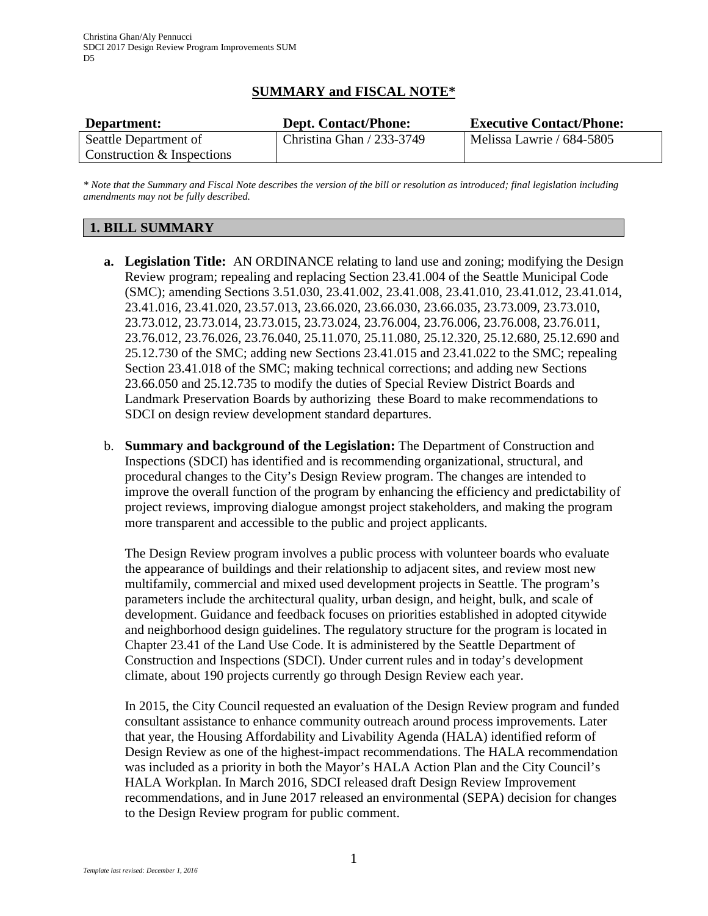Christina Ghan/Aly Pennucci
SDCI 2017 Design Review Program Improvements SUM
D5

# SUMMARY and FISCAL NOTE*

| Department: | Dept. Contact/Phone: | Executive Contact/Phone: |
| --- | --- | --- |
| Seattle Department of Construction & Inspections | Christina Ghan / 233-3749 | Melissa Lawrie / 684-5805 |

*\* Note that the Summary and Fiscal Note describes the version of the bill or resolution as introduced; final legislation including amendments may not be fully described.*

## 1. BILL SUMMARY

**a. Legislation Title:** AN ORDINANCE relating to land use and zoning; modifying the Design Review program; repealing and replacing Section 23.41.004 of the Seattle Municipal Code (SMC); amending Sections 3.51.030, 23.41.002, 23.41.008, 23.41.010, 23.41.012, 23.41.014, 23.41.016, 23.41.020, 23.57.013, 23.66.020, 23.66.030, 23.66.035, 23.73.009, 23.73.010, 23.73.012, 23.73.014, 23.73.015, 23.73.024, 23.76.004, 23.76.006, 23.76.008, 23.76.011, 23.76.012, 23.76.026, 23.76.040, 25.11.070, 25.11.080, 25.12.320, 25.12.680, 25.12.690 and 25.12.730 of the SMC; adding new Sections 23.41.015 and 23.41.022 to the SMC; repealing Section 23.41.018 of the SMC; making technical corrections; and adding new Sections 23.66.050 and 25.12.735 to modify the duties of Special Review District Boards and Landmark Preservation Boards by authorizing these Board to make recommendations to SDCI on design review development standard departures.

b. **Summary and background of the Legislation:** The Department of Construction and Inspections (SDCI) has identified and is recommending organizational, structural, and procedural changes to the City's Design Review program. The changes are intended to improve the overall function of the program by enhancing the efficiency and predictability of project reviews, improving dialogue amongst project stakeholders, and making the program more transparent and accessible to the public and project applicants.

The Design Review program involves a public process with volunteer boards who evaluate the appearance of buildings and their relationship to adjacent sites, and review most new multifamily, commercial and mixed used development projects in Seattle. The program's parameters include the architectural quality, urban design, and height, bulk, and scale of development. Guidance and feedback focuses on priorities established in adopted citywide and neighborhood design guidelines. The regulatory structure for the program is located in Chapter 23.41 of the Land Use Code. It is administered by the Seattle Department of Construction and Inspections (SDCI). Under current rules and in today's development climate, about 190 projects currently go through Design Review each year.

In 2015, the City Council requested an evaluation of the Design Review program and funded consultant assistance to enhance community outreach around process improvements. Later that year, the Housing Affordability and Livability Agenda (HALA) identified reform of Design Review as one of the highest-impact recommendations. The HALA recommendation was included as a priority in both the Mayor's HALA Action Plan and the City Council's HALA Workplan. In March 2016, SDCI released draft Design Review Improvement recommendations, and in June 2017 released an environmental (SEPA) decision for changes to the Design Review program for public comment.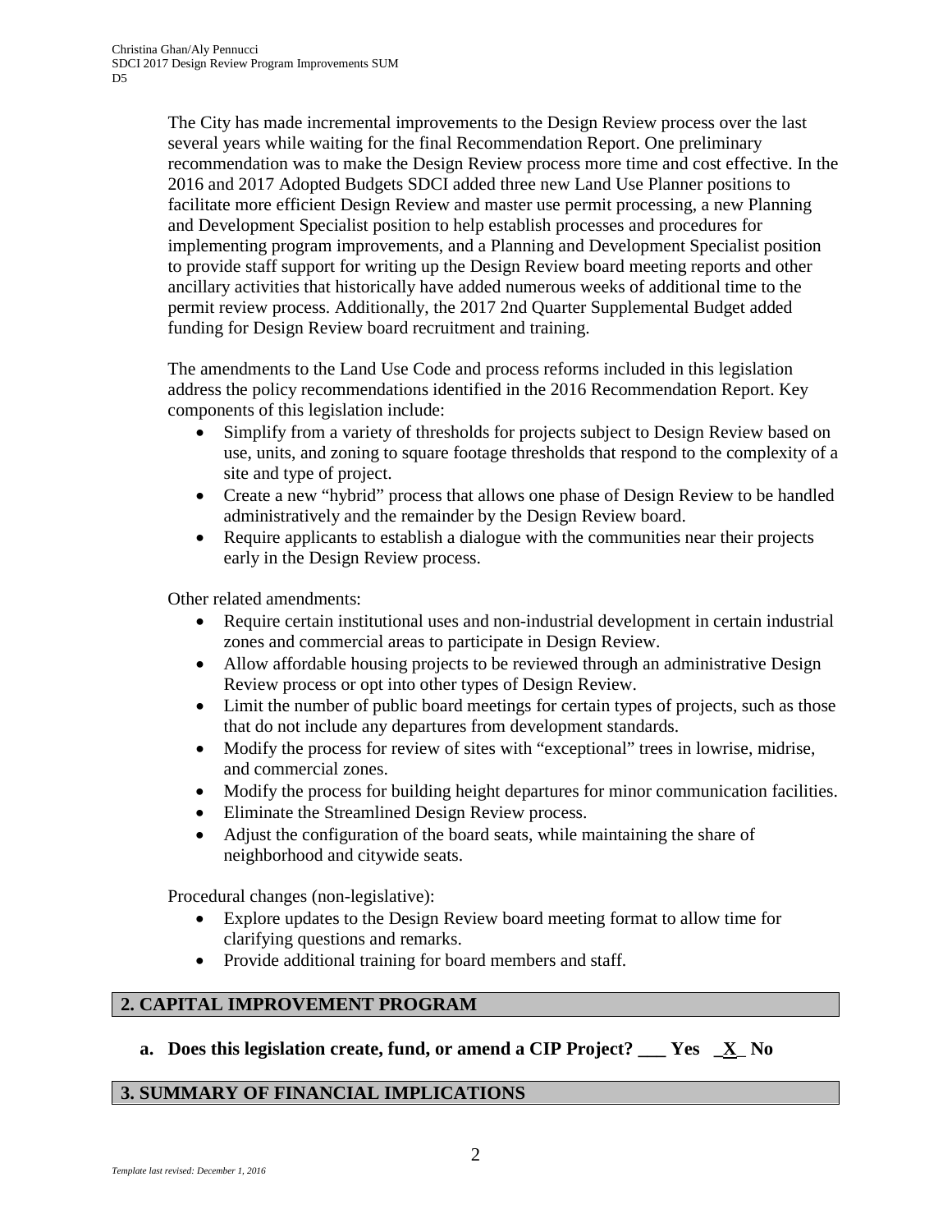The City has made incremental improvements to the Design Review process over the last several years while waiting for the final Recommendation Report. One preliminary recommendation was to make the Design Review process more time and cost effective. In the 2016 and 2017 Adopted Budgets SDCI added three new Land Use Planner positions to facilitate more efficient Design Review and master use permit processing, a new Planning and Development Specialist position to help establish processes and procedures for implementing program improvements, and a Planning and Development Specialist position to provide staff support for writing up the Design Review board meeting reports and other ancillary activities that historically have added numerous weeks of additional time to the permit review process. Additionally, the 2017 2nd Quarter Supplemental Budget added funding for Design Review board recruitment and training.

The amendments to the Land Use Code and process reforms included in this legislation address the policy recommendations identified in the 2016 Recommendation Report. Key components of this legislation include:

- Simplify from a variety of thresholds for projects subject to Design Review based on use, units, and zoning to square footage thresholds that respond to the complexity of a site and type of project.
- Create a new "hybrid" process that allows one phase of Design Review to be handled administratively and the remainder by the Design Review board.
- Require applicants to establish a dialogue with the communities near their projects early in the Design Review process.

Other related amendments:

- Require certain institutional uses and non-industrial development in certain industrial zones and commercial areas to participate in Design Review.
- Allow affordable housing projects to be reviewed through an administrative Design Review process or opt into other types of Design Review.
- Limit the number of public board meetings for certain types of projects, such as those that do not include any departures from development standards.
- Modify the process for review of sites with "exceptional" trees in lowrise, midrise, and commercial zones.
- Modify the process for building height departures for minor communication facilities.
- Eliminate the Streamlined Design Review process.
- Adjust the configuration of the board seats, while maintaining the share of neighborhood and citywide seats.

Procedural changes (non-legislative):

- Explore updates to the Design Review board meeting format to allow time for clarifying questions and remarks.
- Provide additional training for board members and staff.

## 2. CAPITAL IMPROVEMENT PROGRAM

**a. Does this legislation create, fund, or amend a CIP Project? ___ Yes _X_ No**

## 3. SUMMARY OF FINANCIAL IMPLICATIONS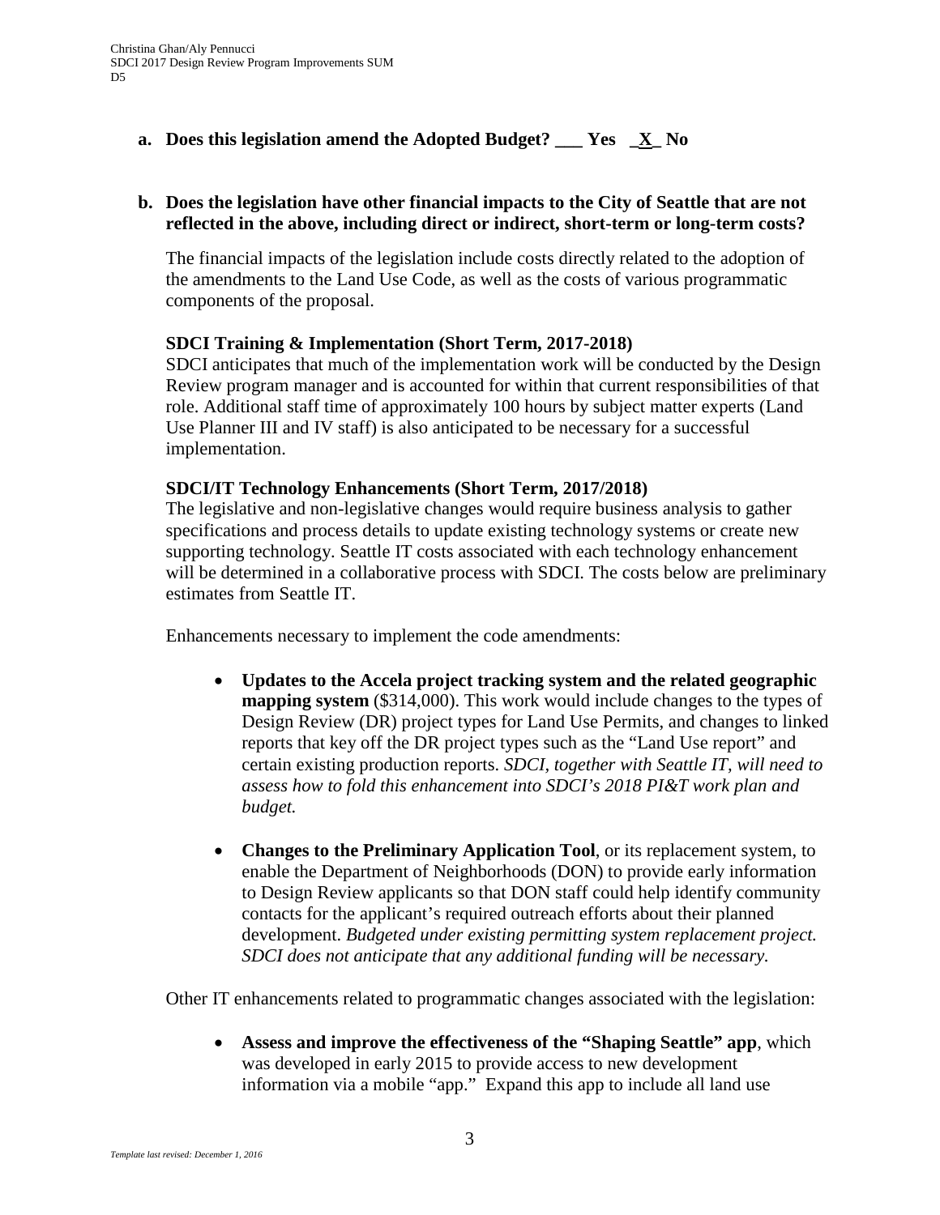**a. Does this legislation amend the Adopted Budget? ___ Yes _X_ No**

**b. Does the legislation have other financial impacts to the City of Seattle that are not reflected in the above, including direct or indirect, short-term or long-term costs?**

The financial impacts of the legislation include costs directly related to the adoption of the amendments to the Land Use Code, as well as the costs of various programmatic components of the proposal.

**SDCI Training & Implementation (Short Term, 2017-2018)**
SDCI anticipates that much of the implementation work will be conducted by the Design Review program manager and is accounted for within that current responsibilities of that role. Additional staff time of approximately 100 hours by subject matter experts (Land Use Planner III and IV staff) is also anticipated to be necessary for a successful implementation.

**SDCI/IT Technology Enhancements (Short Term, 2017/2018)**
The legislative and non-legislative changes would require business analysis to gather specifications and process details to update existing technology systems or create new supporting technology. Seattle IT costs associated with each technology enhancement will be determined in a collaborative process with SDCI. The costs below are preliminary estimates from Seattle IT.

Enhancements necessary to implement the code amendments:

- **Updates to the Accela project tracking system and the related geographic mapping system** ($314,000). This work would include changes to the types of Design Review (DR) project types for Land Use Permits, and changes to linked reports that key off the DR project types such as the "Land Use report" and certain existing production reports. *SDCI, together with Seattle IT, will need to assess how to fold this enhancement into SDCI's 2018 PI&T work plan and budget.*

- **Changes to the Preliminary Application Tool**, or its replacement system, to enable the Department of Neighborhoods (DON) to provide early information to Design Review applicants so that DON staff could help identify community contacts for the applicant's required outreach efforts about their planned development. *Budgeted under existing permitting system replacement project. SDCI does not anticipate that any additional funding will be necessary.*

Other IT enhancements related to programmatic changes associated with the legislation:

- **Assess and improve the effectiveness of the "Shaping Seattle" app**, which was developed in early 2015 to provide access to new development information via a mobile "app." Expand this app to include all land use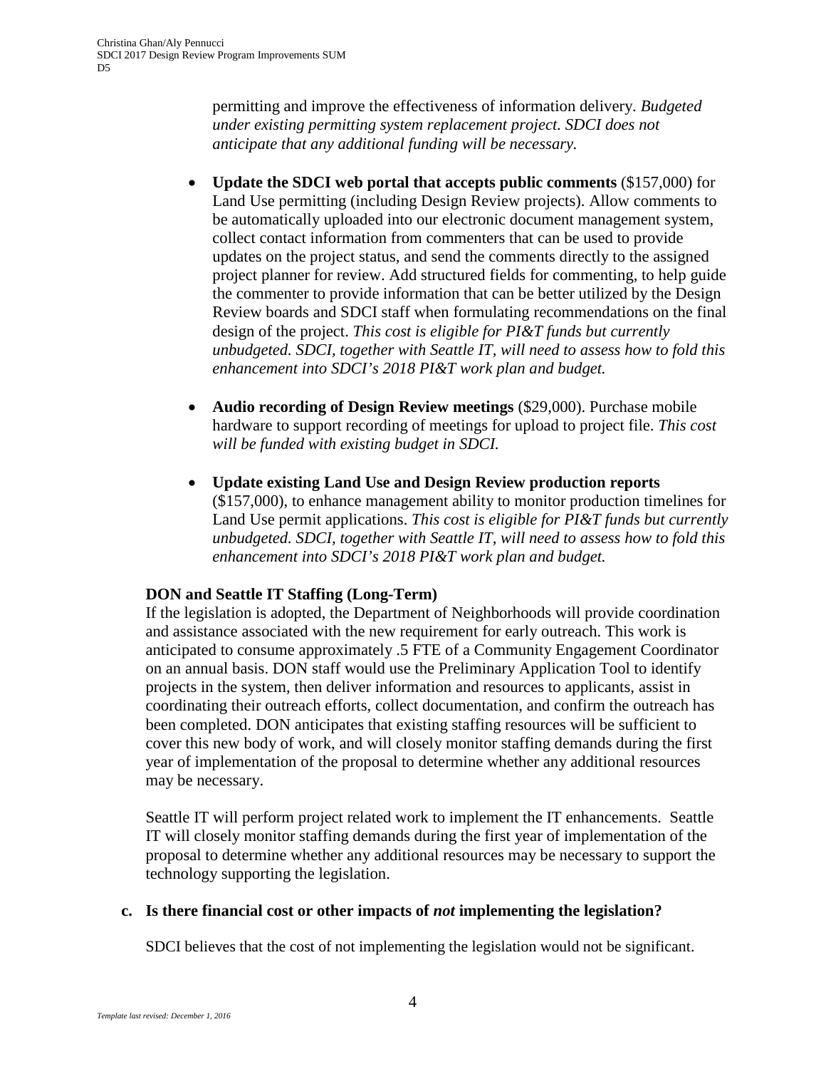permitting and improve the effectiveness of information delivery. *Budgeted under existing permitting system replacement project. SDCI does not anticipate that any additional funding will be necessary.*

- **Update the SDCI web portal that accepts public comments** ($157,000) for Land Use permitting (including Design Review projects). Allow comments to be automatically uploaded into our electronic document management system, collect contact information from commenters that can be used to provide updates on the project status, and send the comments directly to the assigned project planner for review. Add structured fields for commenting, to help guide the commenter to provide information that can be better utilized by the Design Review boards and SDCI staff when formulating recommendations on the final design of the project. *This cost is eligible for PI&T funds but currently unbudgeted. SDCI, together with Seattle IT, will need to assess how to fold this enhancement into SDCI's 2018 PI&T work plan and budget.*

- **Audio recording of Design Review meetings** ($29,000). Purchase mobile hardware to support recording of meetings for upload to project file. *This cost will be funded with existing budget in SDCI.*

- **Update existing Land Use and Design Review production reports** ($157,000), to enhance management ability to monitor production timelines for Land Use permit applications. *This cost is eligible for PI&T funds but currently unbudgeted. SDCI, together with Seattle IT, will need to assess how to fold this enhancement into SDCI's 2018 PI&T work plan and budget.*

**DON and Seattle IT Staffing (Long-Term)**

If the legislation is adopted, the Department of Neighborhoods will provide coordination and assistance associated with the new requirement for early outreach. This work is anticipated to consume approximately .5 FTE of a Community Engagement Coordinator on an annual basis. DON staff would use the Preliminary Application Tool to identify projects in the system, then deliver information and resources to applicants, assist in coordinating their outreach efforts, collect documentation, and confirm the outreach has been completed. DON anticipates that existing staffing resources will be sufficient to cover this new body of work, and will closely monitor staffing demands during the first year of implementation of the proposal to determine whether any additional resources may be necessary.

Seattle IT will perform project related work to implement the IT enhancements. Seattle IT will closely monitor staffing demands during the first year of implementation of the proposal to determine whether any additional resources may be necessary to support the technology supporting the legislation.

**c. Is there financial cost or other impacts of *not* implementing the legislation?**

SDCI believes that the cost of not implementing the legislation would not be significant.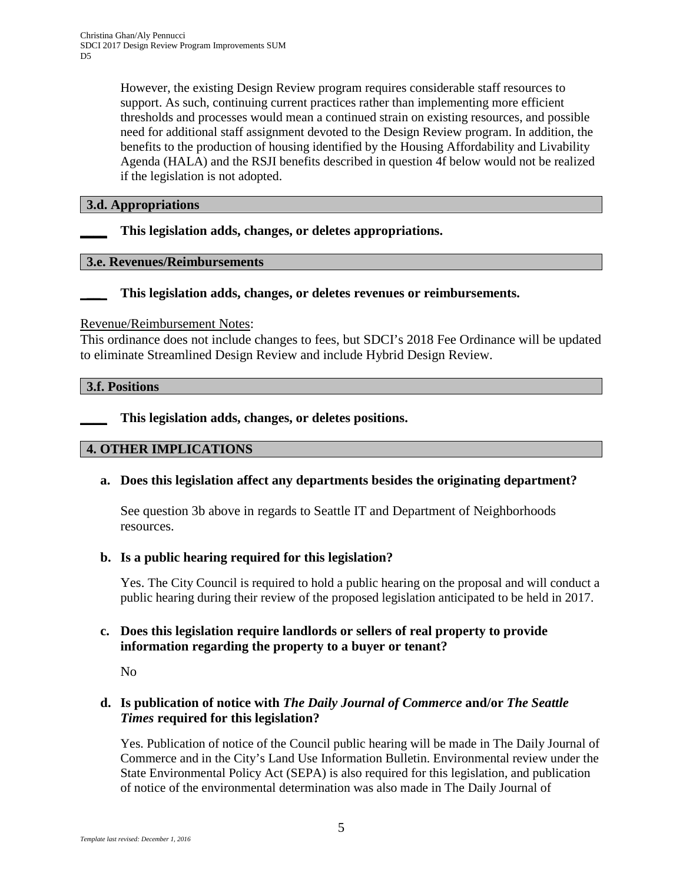However, the existing Design Review program requires considerable staff resources to support. As such, continuing current practices rather than implementing more efficient thresholds and processes would mean a continued strain on existing resources, and possible need for additional staff assignment devoted to the Design Review program. In addition, the benefits to the production of housing identified by the Housing Affordability and Livability Agenda (HALA) and the RSJI benefits described in question 4f below would not be realized if the legislation is not adopted.

### 3.d. Appropriations

____ **This legislation adds, changes, or deletes appropriations.**

### 3.e. Revenues/Reimbursements

____ **This legislation adds, changes, or deletes revenues or reimbursements.**

Revenue/Reimbursement Notes:
This ordinance does not include changes to fees, but SDCI's 2018 Fee Ordinance will be updated to eliminate Streamlined Design Review and include Hybrid Design Review.

### 3.f. Positions

____ **This legislation adds, changes, or deletes positions.**

## 4. OTHER IMPLICATIONS

**a. Does this legislation affect any departments besides the originating department?**

See question 3b above in regards to Seattle IT and Department of Neighborhoods resources.

**b. Is a public hearing required for this legislation?**

Yes. The City Council is required to hold a public hearing on the proposal and will conduct a public hearing during their review of the proposed legislation anticipated to be held in 2017.

**c. Does this legislation require landlords or sellers of real property to provide information regarding the property to a buyer or tenant?**

No

**d. Is publication of notice with *The Daily Journal of Commerce* and/or *The Seattle Times* required for this legislation?**

Yes. Publication of notice of the Council public hearing will be made in The Daily Journal of Commerce and in the City's Land Use Information Bulletin. Environmental review under the State Environmental Policy Act (SEPA) is also required for this legislation, and publication of notice of the environmental determination was also made in The Daily Journal of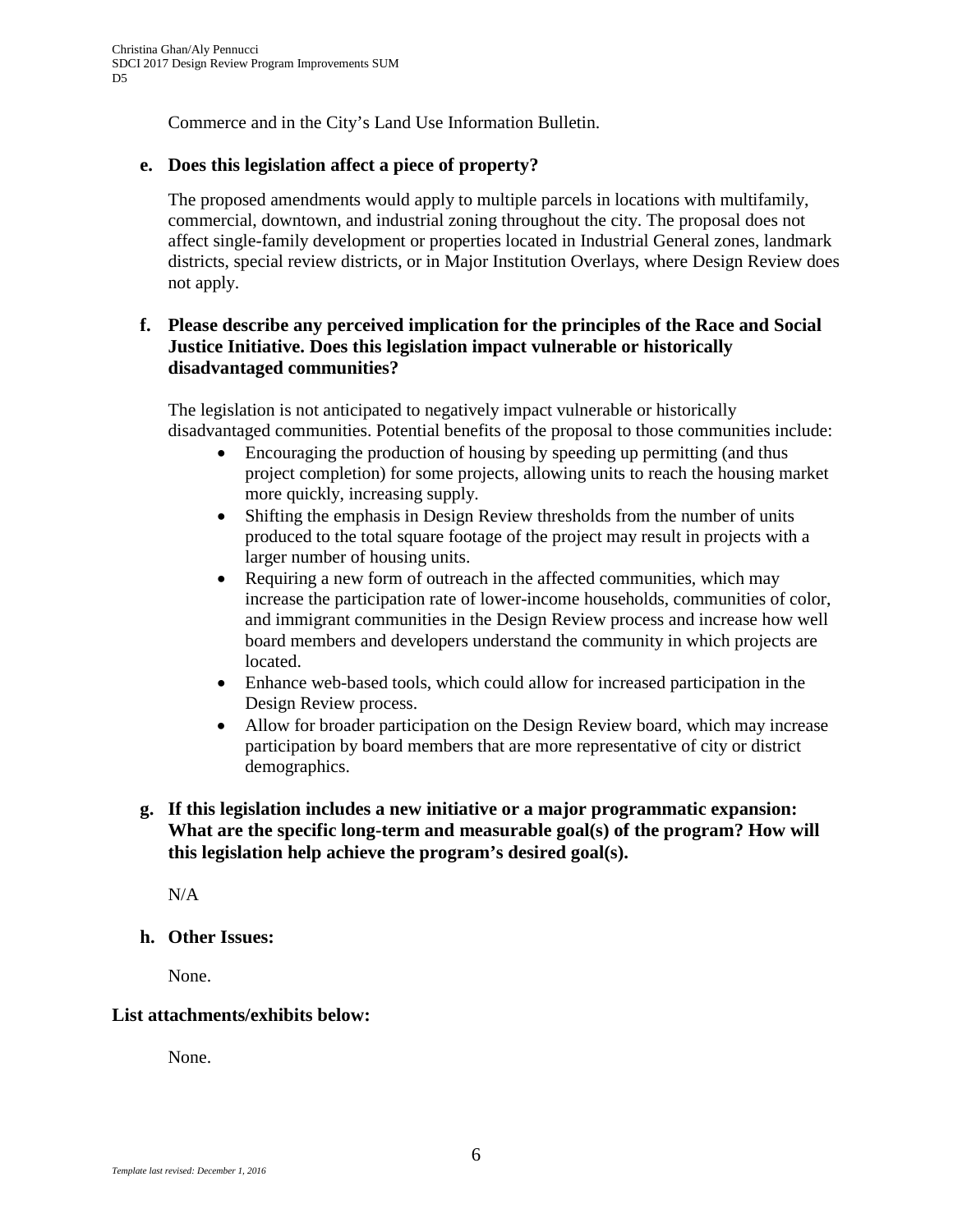Commerce and in the City's Land Use Information Bulletin.

**e. Does this legislation affect a piece of property?**

The proposed amendments would apply to multiple parcels in locations with multifamily, commercial, downtown, and industrial zoning throughout the city. The proposal does not affect single-family development or properties located in Industrial General zones, landmark districts, special review districts, or in Major Institution Overlays, where Design Review does not apply.

**f. Please describe any perceived implication for the principles of the Race and Social Justice Initiative. Does this legislation impact vulnerable or historically disadvantaged communities?**

The legislation is not anticipated to negatively impact vulnerable or historically disadvantaged communities. Potential benefits of the proposal to those communities include:

- Encouraging the production of housing by speeding up permitting (and thus project completion) for some projects, allowing units to reach the housing market more quickly, increasing supply.
- Shifting the emphasis in Design Review thresholds from the number of units produced to the total square footage of the project may result in projects with a larger number of housing units.
- Requiring a new form of outreach in the affected communities, which may increase the participation rate of lower-income households, communities of color, and immigrant communities in the Design Review process and increase how well board members and developers understand the community in which projects are located.
- Enhance web-based tools, which could allow for increased participation in the Design Review process.
- Allow for broader participation on the Design Review board, which may increase participation by board members that are more representative of city or district demographics.

**g. If this legislation includes a new initiative or a major programmatic expansion: What are the specific long-term and measurable goal(s) of the program? How will this legislation help achieve the program's desired goal(s).**

N/A

**h. Other Issues:**

None.

**List attachments/exhibits below:**

None.